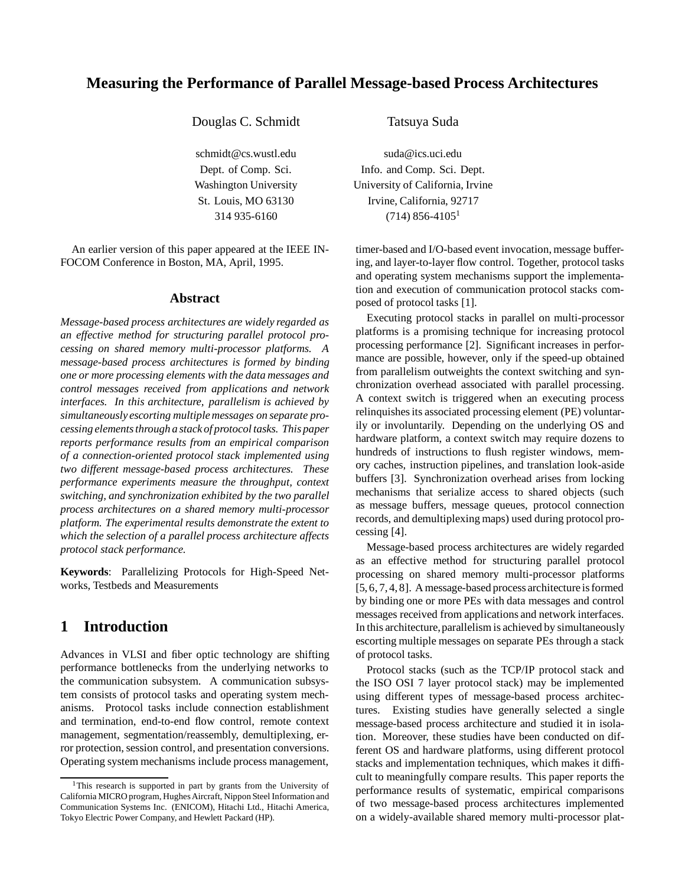# Measuring the Performance of Parallel Message-based Process Architectures

Douglas C. Schmidt

schmidt@cs.wustl.edu
Dept. of Comp. Sci.
Washington University
St. Louis, MO 63130
314 935-6160

Tatsuya Suda

suda@ics.uci.edu
Info. and Comp. Sci. Dept.
University of California, Irvine
Irvine, California, 92717
(714) 856-4105[1]

An earlier version of this paper appeared at the IEEE INFOCOM Conference in Boston, MA, April, 1995.

## Abstract

*Message-based process architectures are widely regarded as an effective method for structuring parallel protocol processing on shared memory multi-processor platforms. A message-based process architectures is formed by binding one or more processing elements with the data messages and control messages received from applications and network interfaces. In this architecture, parallelism is achieved by simultaneously escorting multiple messages on separate processing elements through a stack of protocol tasks. This paper reports performance results from an empirical comparison of a connection-oriented protocol stack implemented using two different message-based process architectures. These performance experiments measure the throughput, context switching, and synchronization exhibited by the two parallel process architectures on a shared memory multi-processor platform. The experimental results demonstrate the extent to which the selection of a parallel process architecture affects protocol stack performance.*

**Keywords**: Parallelizing Protocols for High-Speed Networks, Testbeds and Measurements

## 1 Introduction

Advances in VLSI and fiber optic technology are shifting performance bottlenecks from the underlying networks to the communication subsystem. A communication subsystem consists of protocol tasks and operating system mechanisms. Protocol tasks include connection establishment and termination, end-to-end flow control, remote context management, segmentation/reassembly, demultiplexing, error protection, session control, and presentation conversions. Operating system mechanisms include process management, timer-based and I/O-based event invocation, message buffering, and layer-to-layer flow control. Together, protocol tasks and operating system mechanisms support the implementation and execution of communication protocol stacks composed of protocol tasks [1].

Executing protocol stacks in parallel on multi-processor platforms is a promising technique for increasing protocol processing performance [2]. Significant increases in performance are possible, however, only if the speed-up obtained from parallelism outweights the context switching and synchronization overhead associated with parallel processing. A context switch is triggered when an executing process relinquishes its associated processing element (PE) voluntarily or involuntarily. Depending on the underlying OS and hardware platform, a context switch may require dozens to hundreds of instructions to flush register windows, memory caches, instruction pipelines, and translation look-aside buffers [3]. Synchronization overhead arises from locking mechanisms that serialize access to shared objects (such as message buffers, message queues, protocol connection records, and demultiplexing maps) used during protocol processing [4].

Message-based process architectures are widely regarded as an effective method for structuring parallel protocol processing on shared memory multi-processor platforms [5, 6, 7, 4, 8]. A message-based process architecture is formed by binding one or more PEs with data messages and control messages received from applications and network interfaces. In this architecture, parallelism is achieved by simultaneously escorting multiple messages on separate PEs through a stack of protocol tasks.

Protocol stacks (such as the TCP/IP protocol stack and the ISO OSI 7 layer protocol stack) may be implemented using different types of message-based process architectures. Existing studies have generally selected a single message-based process architecture and studied it in isolation. Moreover, these studies have been conducted on different OS and hardware platforms, using different protocol stacks and implementation techniques, which makes it difficult to meaningfully compare results. This paper reports the performance results of systematic, empirical comparisons of two message-based process architectures implemented on a widely-available shared memory multi-processor plat-

[1] This research is supported in part by grants from the University of California MICRO program, Hughes Aircraft, Nippon Steel Information and Communication Systems Inc. (ENICOM), Hitachi Ltd., Hitachi America, Tokyo Electric Power Company, and Hewlett Packard (HP).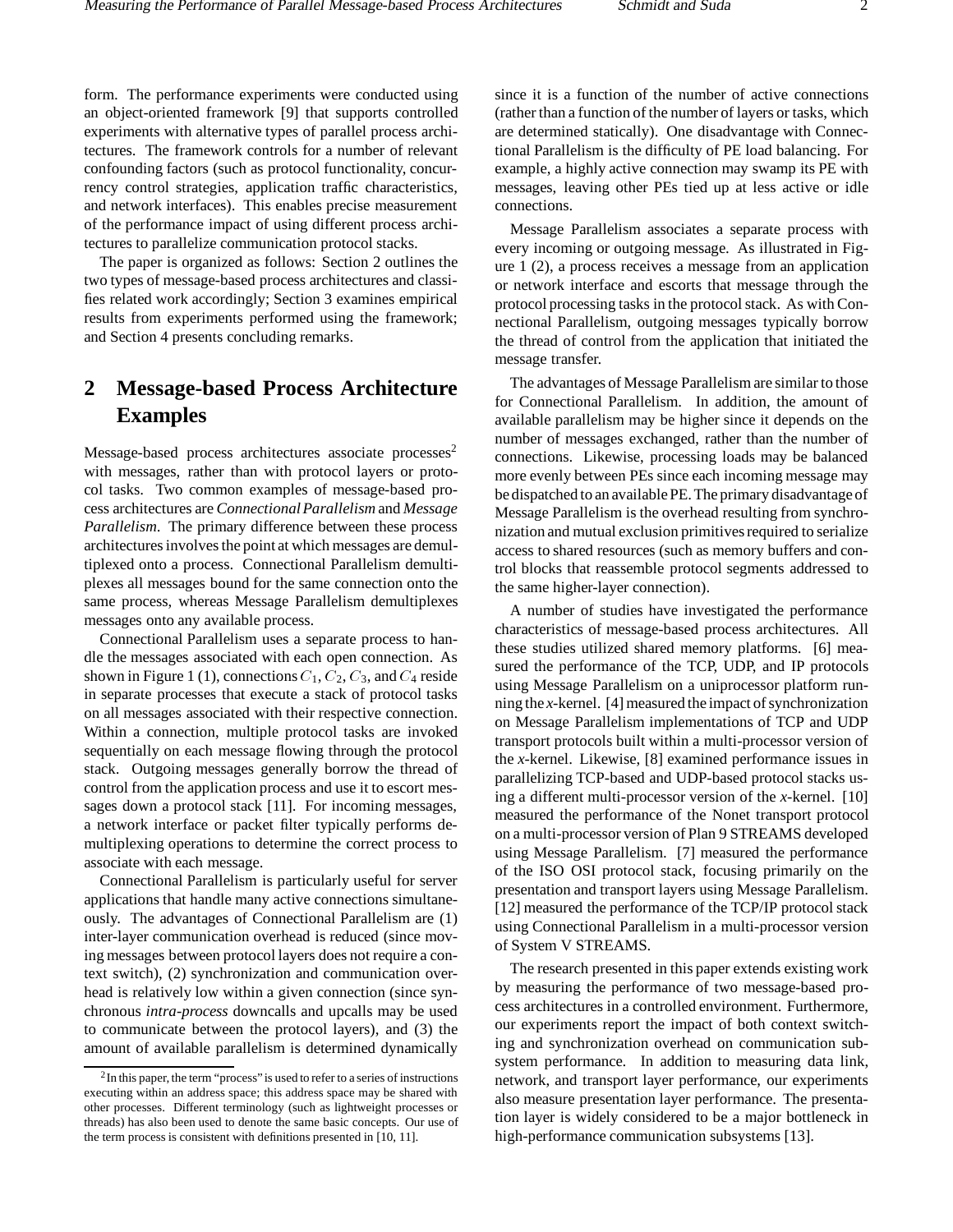form. The performance experiments were conducted using an object-oriented framework [9] that supports controlled experiments with alternative types of parallel process architectures. The framework controls for a number of relevant confounding factors (such as protocol functionality, concurrency control strategies, application traffic characteristics, and network interfaces). This enables precise measurement of the performance impact of using different process architectures to parallelize communication protocol stacks.

The paper is organized as follows: Section 2 outlines the two types of message-based process architectures and classifies related work accordingly; Section 3 examines empirical results from experiments performed using the framework; and Section 4 presents concluding remarks.

## 2 Message-based Process Architecture Examples

Message-based process architectures associate processes[2] with messages, rather than with protocol layers or protocol tasks. Two common examples of message-based process architectures are *Connectional Parallelism* and *Message Parallelism*. The primary difference between these process architectures involves the point at which messages are demultiplexed onto a process. Connectional Parallelism demultiplexes all messages bound for the same connection onto the same process, whereas Message Parallelism demultiplexes messages onto any available process.

Connectional Parallelism uses a separate process to handle the messages associated with each open connection. As shown in Figure 1 (1), connections $C_1$, $C_2$, $C_3$, and $C_4$ reside in separate processes that execute a stack of protocol tasks on all messages associated with their respective connection. Within a connection, multiple protocol tasks are invoked sequentially on each message flowing through the protocol stack. Outgoing messages generally borrow the thread of control from the application process and use it to escort messages down a protocol stack [11]. For incoming messages, a network interface or packet filter typically performs demultiplexing operations to determine the correct process to associate with each message.

Connectional Parallelism is particularly useful for server applications that handle many active connections simultaneously. The advantages of Connectional Parallelism are (1) inter-layer communication overhead is reduced (since moving messages between protocol layers does not require a context switch), (2) synchronization and communication overhead is relatively low within a given connection (since synchronous *intra-process* downcalls and upcalls may be used to communicate between the protocol layers), and (3) the amount of available parallelism is determined dynamically since it is a function of the number of active connections (rather than a function of the number of layers or tasks, which are determined statically). One disadvantage with Connectional Parallelism is the difficulty of PE load balancing. For example, a highly active connection may swamp its PE with messages, leaving other PEs tied up at less active or idle connections.

Message Parallelism associates a separate process with every incoming or outgoing message. As illustrated in Figure 1 (2), a process receives a message from an application or network interface and escorts that message through the protocol processing tasks in the protocol stack. As with Connectional Parallelism, outgoing messages typically borrow the thread of control from the application that initiated the message transfer.

The advantages of Message Parallelism are similar to those for Connectional Parallelism. In addition, the amount of available parallelism may be higher since it depends on the number of messages exchanged, rather than the number of connections. Likewise, processing loads may be balanced more evenly between PEs since each incoming message may be dispatched to an available PE. The primary disadvantage of Message Parallelism is the overhead resulting from synchronization and mutual exclusion primitives required to serialize access to shared resources (such as memory buffers and control blocks that reassemble protocol segments addressed to the same higher-layer connection).

A number of studies have investigated the performance characteristics of message-based process architectures. All these studies utilized shared memory platforms. [6] measured the performance of the TCP, UDP, and IP protocols using Message Parallelism on a uniprocessor platform running the *x*-kernel. [4] measured the impact of synchronization on Message Parallelism implementations of TCP and UDP transport protocols built within a multi-processor version of the *x*-kernel. Likewise, [8] examined performance issues in parallelizing TCP-based and UDP-based protocol stacks using a different multi-processor version of the *x*-kernel. [10] measured the performance of the Nonet transport protocol on a multi-processor version of Plan 9 STREAMS developed using Message Parallelism. [7] measured the performance of the ISO OSI protocol stack, focusing primarily on the presentation and transport layers using Message Parallelism. [12] measured the performance of the TCP/IP protocol stack using Connectional Parallelism in a multi-processor version of System V STREAMS.

The research presented in this paper extends existing work by measuring the performance of two message-based process architectures in a controlled environment. Furthermore, our experiments report the impact of both context switching and synchronization overhead on communication subsystem performance. In addition to measuring data link, network, and transport layer performance, our experiments also measure presentation layer performance. The presentation layer is widely considered to be a major bottleneck in high-performance communication subsystems [13].

[2] In this paper, the term "process" is used to refer to a series of instructions executing within an address space; this address space may be shared with other processes. Different terminology (such as lightweight processes or threads) has also been used to denote the same basic concepts. Our use of the term process is consistent with definitions presented in [10, 11].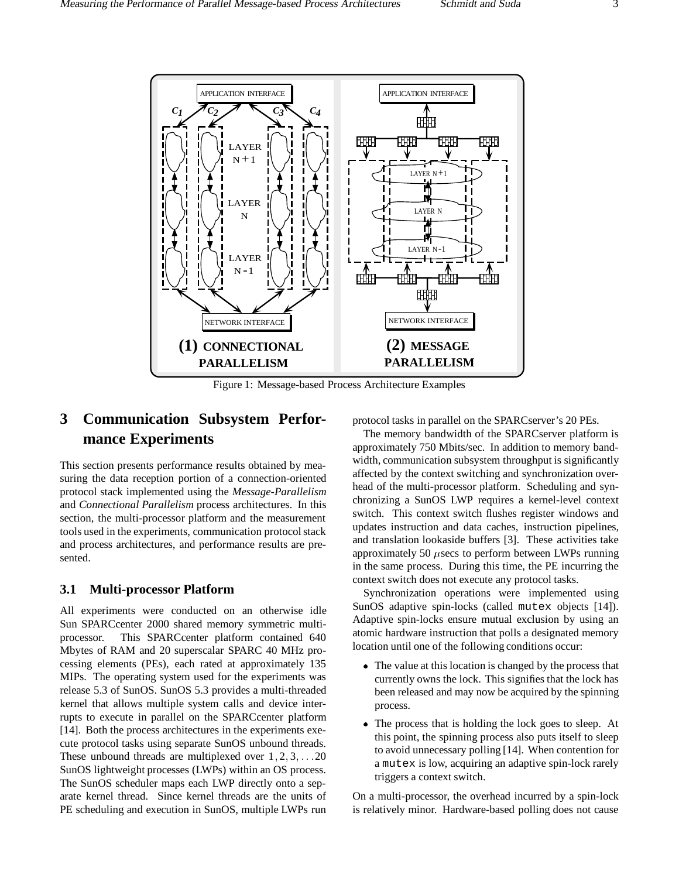Figure 1: Message-based Process Architecture Examples

## 3 Communication Subsystem Performance Experiments

This section presents performance results obtained by measuring the data reception portion of a connection-oriented protocol stack implemented using the *Message-Parallelism* and *Connectional Parallelism* process architectures. In this section, the multi-processor platform and the measurement tools used in the experiments, communication protocol stack and process architectures, and performance results are presented.

### 3.1 Multi-processor Platform

All experiments were conducted on an otherwise idle Sun SPARCcenter 2000 shared memory symmetric multi-processor. This SPARCcenter platform contained 640 Mbytes of RAM and 20 superscalar SPARC 40 MHz processing elements (PEs), each rated at approximately 135 MIPs. The operating system used for the experiments was release 5.3 of SunOS. SunOS 5.3 provides a multi-threaded kernel that allows multiple system calls and device interrupts to execute in parallel on the SPARCcenter platform [14]. Both the process architectures in the experiments execute protocol tasks using separate SunOS unbound threads. These unbound threads are multiplexed over $1, 2, 3, \ldots 20$ SunOS lightweight processes (LWPs) within an OS process. The SunOS scheduler maps each LWP directly onto a separate kernel thread. Since kernel threads are the units of PE scheduling and execution in SunOS, multiple LWPs run protocol tasks in parallel on the SPARCserver's 20 PEs.

The memory bandwidth of the SPARCserver platform is approximately 750 Mbits/sec. In addition to memory bandwidth, communication subsystem throughput is significantly affected by the context switching and synchronization overhead of the multi-processor platform. Scheduling and synchronizing a SunOS LWP requires a kernel-level context switch. This context switch flushes register windows and updates instruction and data caches, instruction pipelines, and translation lookaside buffers [3]. These activities take approximately 50 $\mu$secs to perform between LWPs running in the same process. During this time, the PE incurring the context switch does not execute any protocol tasks.

Synchronization operations were implemented using SunOS adaptive spin-locks (called `mutex` objects [14]). Adaptive spin-locks ensure mutual exclusion by using an atomic hardware instruction that polls a designated memory location until one of the following conditions occur:

- The value at this location is changed by the process that currently owns the lock. This signifies that the lock has been released and may now be acquired by the spinning process.
- The process that is holding the lock goes to sleep. At this point, the spinning process also puts itself to sleep to avoid unnecessary polling [14]. When contention for a `mutex` is low, acquiring an adaptive spin-lock rarely triggers a context switch.

On a multi-processor, the overhead incurred by a spin-lock is relatively minor. Hardware-based polling does not cause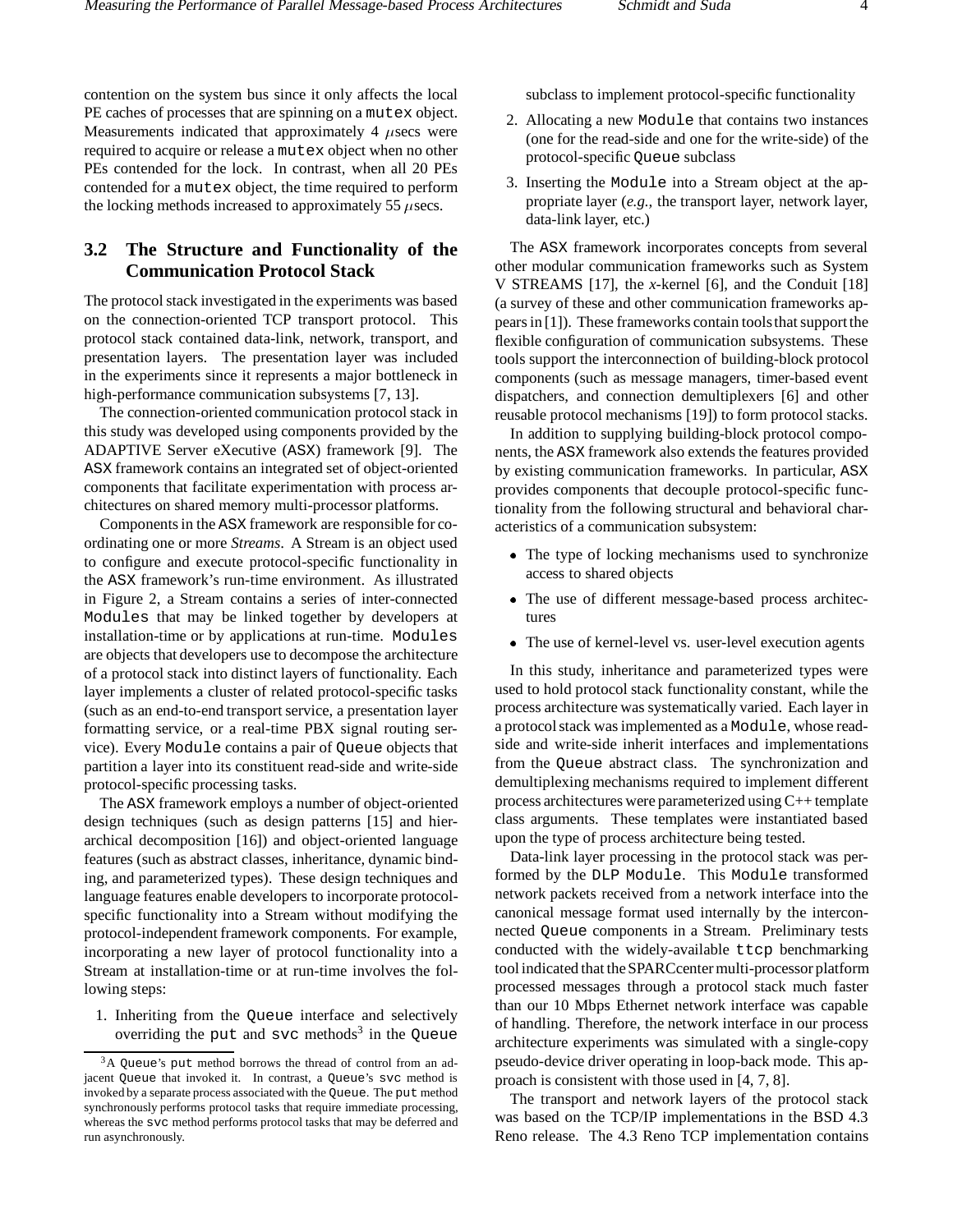contention on the system bus since it only affects the local PE caches of processes that are spinning on a `mutex` object. Measurements indicated that approximately 4 $\mu$secs were required to acquire or release a `mutex` object when no other PEs contended for the lock. In contrast, when all 20 PEs contended for a `mutex` object, the time required to perform the locking methods increased to approximately 55 $\mu$secs.

## 3.2 The Structure and Functionality of the Communication Protocol Stack

The protocol stack investigated in the experiments was based on the connection-oriented TCP transport protocol. This protocol stack contained data-link, network, transport, and presentation layers. The presentation layer was included in the experiments since it represents a major bottleneck in high-performance communication subsystems [7, 13].

The connection-oriented communication protocol stack in this study was developed using components provided by the ADAPTIVE Server eXecutive (ASX) framework [9]. The ASX framework contains an integrated set of object-oriented components that facilitate experimentation with process architectures on shared memory multi-processor platforms.

Components in the ASX framework are responsible for coordinating one or more *Streams*. A Stream is an object used to configure and execute protocol-specific functionality in the ASX framework's run-time environment. As illustrated in Figure 2, a Stream contains a series of inter-connected `Modules` that may be linked together by developers at installation-time or by applications at run-time. `Modules` are objects that developers use to decompose the architecture of a protocol stack into distinct layers of functionality. Each layer implements a cluster of related protocol-specific tasks (such as an end-to-end transport service, a presentation layer formatting service, or a real-time PBX signal routing service). Every `Module` contains a pair of `Queue` objects that partition a layer into its constituent read-side and write-side protocol-specific processing tasks.

The ASX framework employs a number of object-oriented design techniques (such as design patterns [15] and hierarchical decomposition [16]) and object-oriented language features (such as abstract classes, inheritance, dynamic binding, and parameterized types). These design techniques and language features enable developers to incorporate protocol-specific functionality into a Stream without modifying the protocol-independent framework components. For example, incorporating a new layer of protocol functionality into a Stream at installation-time or at run-time involves the following steps:

1. Inheriting from the `Queue` interface and selectively overriding the `put` and `svc` methods[3] in the `Queue` subclass to implement protocol-specific functionality
2. Allocating a new `Module` that contains two instances (one for the read-side and one for the write-side) of the protocol-specific `Queue` subclass
3. Inserting the `Module` into a Stream object at the appropriate layer (*e.g.,* the transport layer, network layer, data-link layer, etc.)

[3] A `Queue`'s `put` method borrows the thread of control from an adjacent `Queue` that invoked it. In contrast, a `Queue`'s `svc` method is invoked by a separate process associated with the `Queue`. The `put` method synchronously performs protocol tasks that require immediate processing, whereas the `svc` method performs protocol tasks that may be deferred and run asynchronously.

The ASX framework incorporates concepts from several other modular communication frameworks such as System V STREAMS [17], the *x*-kernel [6], and the Conduit [18] (a survey of these and other communication frameworks appears in [1]). These frameworks contain tools that support the flexible configuration of communication subsystems. These tools support the interconnection of building-block protocol components (such as message managers, timer-based event dispatchers, and connection demultiplexers [6] and other reusable protocol mechanisms [19]) to form protocol stacks.

In addition to supplying building-block protocol components, the ASX framework also extends the features provided by existing communication frameworks. In particular, ASX provides components that decouple protocol-specific functionality from the following structural and behavioral characteristics of a communication subsystem:

- The type of locking mechanisms used to synchronize access to shared objects
- The use of different message-based process architectures
- The use of kernel-level vs. user-level execution agents

In this study, inheritance and parameterized types were used to hold protocol stack functionality constant, while the process architecture was systematically varied. Each layer in a protocol stack was implemented as a `Module`, whose read-side and write-side inherit interfaces and implementations from the `Queue` abstract class. The synchronization and demultiplexing mechanisms required to implement different process architectures were parameterized using C++ template class arguments. These templates were instantiated based upon the type of process architecture being tested.

Data-link layer processing in the protocol stack was performed by the `DLP Module`. This `Module` transformed network packets received from a network interface into the canonical message format used internally by the interconnected `Queue` components in a Stream. Preliminary tests conducted with the widely-available `ttcp` benchmarking tool indicated that the SPARCcenter multi-processor platform processed messages through a protocol stack much faster than our 10 Mbps Ethernet network interface was capable of handling. Therefore, the network interface in our process architecture experiments was simulated with a single-copy pseudo-device driver operating in loop-back mode. This approach is consistent with those used in [4, 7, 8].

The transport and network layers of the protocol stack was based on the TCP/IP implementations in the BSD 4.3 Reno release. The 4.3 Reno TCP implementation contains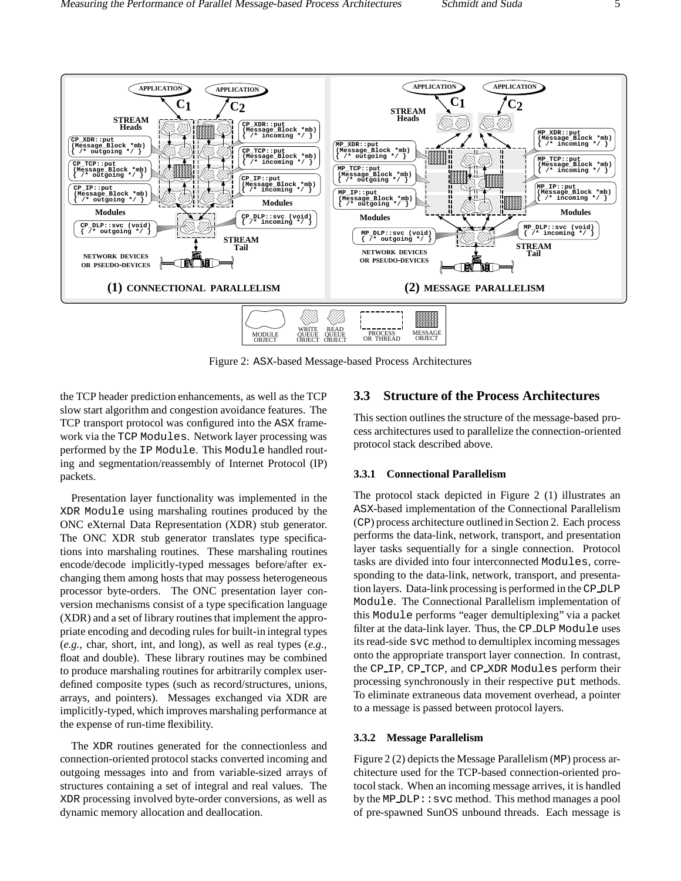Figure 2: ASX-based Message-based Process Architectures

the TCP header prediction enhancements, as well as the TCP slow start algorithm and congestion avoidance features. The TCP transport protocol was configured into the ASX framework via the TCP Modules. Network layer processing was performed by the IP Module. This Module handled routing and segmentation/reassembly of Internet Protocol (IP) packets.

Presentation layer functionality was implemented in the XDR Module using marshaling routines produced by the ONC eXternal Data Representation (XDR) stub generator. The ONC XDR stub generator translates type specifications into marshaling routines. These marshaling routines encode/decode implicitly-typed messages before/after exchanging them among hosts that may possess heterogeneous processor byte-orders. The ONC presentation layer conversion mechanisms consist of a type specification language (XDR) and a set of library routines that implement the appropriate encoding and decoding rules for built-in integral types (*e.g.,* char, short, int, and long), as well as real types (*e.g.,* float and double). These library routines may be combined to produce marshaling routines for arbitrarily complex user-defined composite types (such as record/structures, unions, arrays, and pointers). Messages exchanged via XDR are implicitly-typed, which improves marshaling performance at the expense of run-time flexibility.

The XDR routines generated for the connectionless and connection-oriented protocol stacks converted incoming and outgoing messages into and from variable-sized arrays of structures containing a set of integral and real values. The XDR processing involved byte-order conversions, as well as dynamic memory allocation and deallocation.

## 3.3 Structure of the Process Architectures

This section outlines the structure of the message-based process architectures used to parallelize the connection-oriented protocol stack described above.

### 3.3.1 Connectional Parallelism

The protocol stack depicted in Figure 2 (1) illustrates an ASX-based implementation of the Connectional Parallelism (CP) process architecture outlined in Section 2. Each process performs the data-link, network, transport, and presentation layer tasks sequentially for a single connection. Protocol tasks are divided into four interconnected Modules, corresponding to the data-link, network, transport, and presentation layers. Data-link processing is performed in the CP_DLP Module. The Connectional Parallelism implementation of this Module performs "eager demultiplexing" via a packet filter at the data-link layer. Thus, the CP_DLP Module uses its read-side svc method to demultiplex incoming messages onto the appropriate transport layer connection. In contrast, the CP_IP, CP_TCP, and CP_XDR Modules perform their processing synchronously in their respective put methods. To eliminate extraneous data movement overhead, a pointer to a message is passed between protocol layers.

### 3.3.2 Message Parallelism

Figure 2 (2) depicts the Message Parallelism (MP) process architecture used for the TCP-based connection-oriented protocol stack. When an incoming message arrives, it is handled by the MP_DLP::svc method. This method manages a pool of pre-spawned SunOS unbound threads. Each message is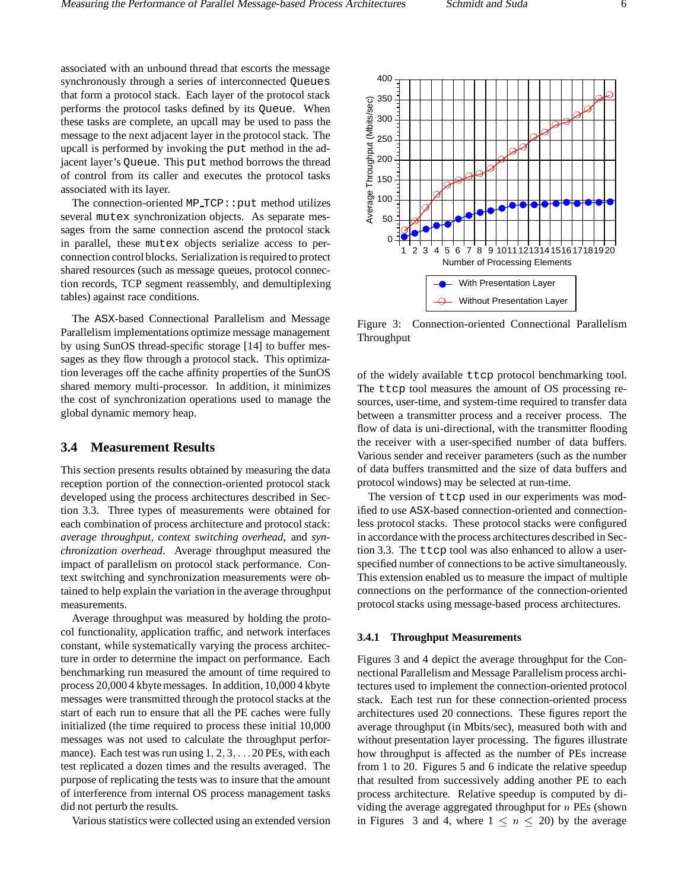associated with an unbound thread that escorts the message synchronously through a series of interconnected `Queues` that form a protocol stack. Each layer of the protocol stack performs the protocol tasks defined by its `Queue`. When these tasks are complete, an upcall may be used to pass the message to the next adjacent layer in the protocol stack. The upcall is performed by invoking the `put` method in the adjacent layer's `Queue`. This `put` method borrows the thread of control from its caller and executes the protocol tasks associated with its layer.

The connection-oriented `MP_TCP::put` method utilizes several `mutex` synchronization objects. As separate messages from the same connection ascend the protocol stack in parallel, these `mutex` objects serialize access to per-connection control blocks. Serialization is required to protect shared resources (such as message queues, protocol connection records, TCP segment reassembly, and demultiplexing tables) against race conditions.

The ASX-based Connectional Parallelism and Message Parallelism implementations optimize message management by using SunOS thread-specific storage [14] to buffer messages as they flow through a protocol stack. This optimization leverages off the cache affinity properties of the SunOS shared memory multi-processor. In addition, it minimizes the cost of synchronization operations used to manage the global dynamic memory heap.

### 3.4 Measurement Results

This section presents results obtained by measuring the data reception portion of the connection-oriented protocol stack developed using the process architectures described in Section 3.3. Three types of measurements were obtained for each combination of process architecture and protocol stack: *average throughput*, *context switching overhead*, and *synchronization overhead*. Average throughput measured the impact of parallelism on protocol stack performance. Context switching and synchronization measurements were obtained to help explain the variation in the average throughput measurements.

Average throughput was measured by holding the protocol functionality, application traffic, and network interfaces constant, while systematically varying the process architecture in order to determine the impact on performance. Each benchmarking run measured the amount of time required to process 20,000 4 kbyte messages. In addition, 10,000 4 kbyte messages were transmitted through the protocol stacks at the start of each run to ensure that all the PE caches were fully initialized (the time required to process these initial 10,000 messages was not used to calculate the throughput performance). Each test was run using $1, 2, 3, \ldots 20$ PEs, with each test replicated a dozen times and the results averaged. The purpose of replicating the tests was to insure that the amount of interference from internal OS process management tasks did not perturb the results.

Various statistics were collected using an extended version of the widely available `ttcp` protocol benchmarking tool. The `ttcp` tool measures the amount of OS processing resources, user-time, and system-time required to transfer data between a transmitter process and a receiver process. The flow of data is uni-directional, with the transmitter flooding the receiver with a user-specified number of data buffers. Various sender and receiver parameters (such as the number of data buffers transmitted and the size of data buffers and protocol windows) may be selected at run-time.

Average Throughput (Mbits/sec)
0 50 100 150 200 250 300 350 400
1 2 3 4 5 6 7 8 9 10 11 12 13 14 15 16 17 18 19 20
Number of Processing Elements
With Presentation Layer
Without Presentation Layer

Figure 3: Connection-oriented Connectional Parallelism Throughput

The version of `ttcp` used in our experiments was modified to use ASX-based connection-oriented and connectionless protocol stacks. These protocol stacks were configured in accordance with the process architectures described in Section 3.3. The `ttcp` tool was also enhanced to allow a user-specified number of connections to be active simultaneously. This extension enabled us to measure the impact of multiple connections on the performance of the connection-oriented protocol stacks using message-based process architectures.

#### 3.4.1 Throughput Measurements

Figures 3 and 4 depict the average throughput for the Connectional Parallelism and Message Parallelism process architectures used to implement the connection-oriented protocol stack. Each test run for these connection-oriented process architectures used 20 connections. These figures report the average throughput (in Mbits/sec), measured both with and without presentation layer processing. The figures illustrate how throughput is affected as the number of PEs increase from 1 to 20. Figures 5 and 6 indicate the relative speedup that resulted from successively adding another PE to each process architecture. Relative speedup is computed by dividing the average aggregated throughput for $n$ PEs (shown in Figures 3 and 4, where $1 \leq n \leq 20$) by the average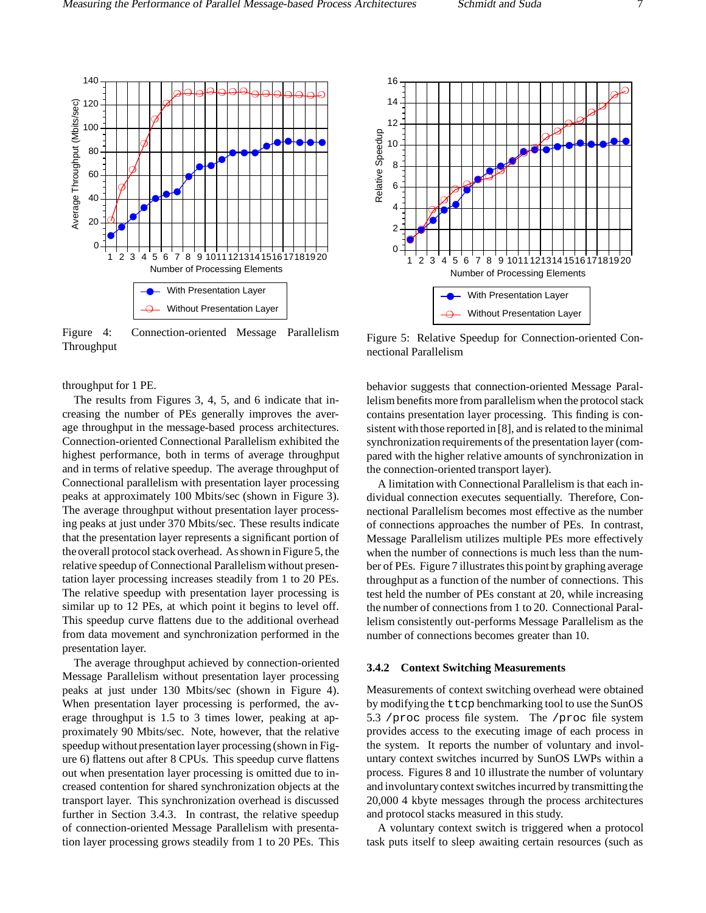Figure 4: Connection-oriented Message Parallelism Throughput

Figure 5: Relative Speedup for Connection-oriented Connectional Parallelism

throughput for 1 PE.

The results from Figures 3, 4, 5, and 6 indicate that increasing the number of PEs generally improves the average throughput in the message-based process architectures. Connection-oriented Connectional Parallelism exhibited the highest performance, both in terms of average throughput and in terms of relative speedup. The average throughput of Connectional parallelism with presentation layer processing peaks at approximately 100 Mbits/sec (shown in Figure 3). The average throughput without presentation layer processing peaks at just under 370 Mbits/sec. These results indicate that the presentation layer represents a significant portion of the overall protocol stack overhead. As shown in Figure 5, the relative speedup of Connectional Parallelism without presentation layer processing increases steadily from 1 to 20 PEs. The relative speedup with presentation layer processing is similar up to 12 PEs, at which point it begins to level off. This speedup curve flattens due to the additional overhead from data movement and synchronization performed in the presentation layer.

The average throughput achieved by connection-oriented Message Parallelism without presentation layer processing peaks at just under 130 Mbits/sec (shown in Figure 4). When presentation layer processing is performed, the average throughput is 1.5 to 3 times lower, peaking at approximately 90 Mbits/sec. Note, however, that the relative speedup without presentation layer processing (shown in Figure 6) flattens out after 8 CPUs. This speedup curve flattens out when presentation layer processing is omitted due to increased contention for shared synchronization objects at the transport layer. This synchronization overhead is discussed further in Section 3.4.3. In contrast, the relative speedup of connection-oriented Message Parallelism with presentation layer processing grows steadily from 1 to 20 PEs. This behavior suggests that connection-oriented Message Parallelism benefits more from parallelism when the protocol stack contains presentation layer processing. This finding is consistent with those reported in [8], and is related to the minimal synchronization requirements of the presentation layer (compared with the higher relative amounts of synchronization in the connection-oriented transport layer).

A limitation with Connectional Parallelism is that each individual connection executes sequentially. Therefore, Connectional Parallelism becomes most effective as the number of connections approaches the number of PEs. In contrast, Message Parallelism utilizes multiple PEs more effectively when the number of connections is much less than the number of PEs. Figure 7 illustrates this point by graphing average throughput as a function of the number of connections. This test held the number of PEs constant at 20, while increasing the number of connections from 1 to 20. Connectional Parallelism consistently out-performs Message Parallelism as the number of connections becomes greater than 10.

### 3.4.2 Context Switching Measurements

Measurements of context switching overhead were obtained by modifying the `ttcp` benchmarking tool to use the SunOS 5.3 `/proc` process file system. The `/proc` file system provides access to the executing image of each process in the system. It reports the number of voluntary and involuntary context switches incurred by SunOS LWPs within a process. Figures 8 and 10 illustrate the number of voluntary and involuntary context switches incurred by transmitting the 20,000 4 kbyte messages through the process architectures and protocol stacks measured in this study.

A voluntary context switch is triggered when a protocol task puts itself to sleep awaiting certain resources (such as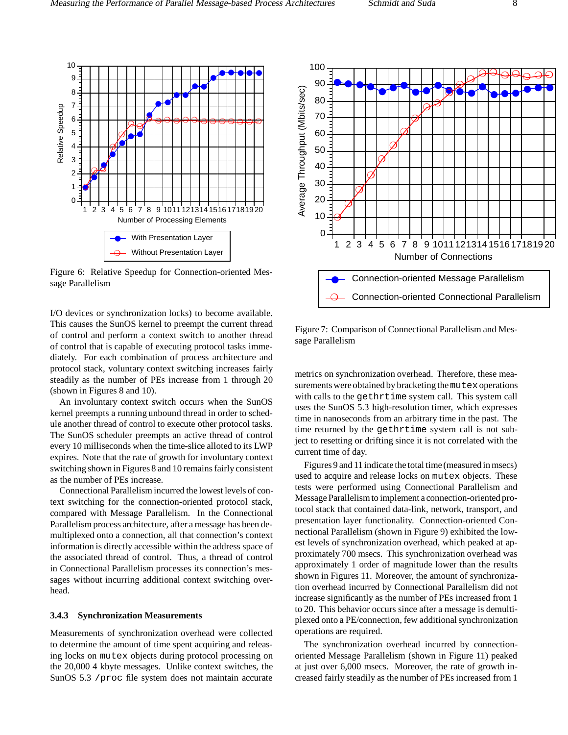Figure 6: Relative Speedup for Connection-oriented Message Parallelism

Figure 7: Comparison of Connectional Parallelism and Message Parallelism

I/O devices or synchronization locks) to become available. This causes the SunOS kernel to preempt the current thread of control and perform a context switch to another thread of control that is capable of executing protocol tasks immediately. For each combination of process architecture and protocol stack, voluntary context switching increases fairly steadily as the number of PEs increase from 1 through 20 (shown in Figures 8 and 10).

An involuntary context switch occurs when the SunOS kernel preempts a running unbound thread in order to schedule another thread of control to execute other protocol tasks. The SunOS scheduler preempts an active thread of control every 10 milliseconds when the time-slice alloted to its LWP expires. Note that the rate of growth for involuntary context switching shown in Figures 8 and 10 remains fairly consistent as the number of PEs increase.

Connectional Parallelism incurred the lowest levels of context switching for the connection-oriented protocol stack, compared with Message Parallelism. In the Connectional Parallelism process architecture, after a message has been demultiplexed onto a connection, all that connection's context information is directly accessible within the address space of the associated thread of control. Thus, a thread of control in Connectional Parallelism processes its connection's messages without incurring additional context switching overhead.

### 3.4.3 Synchronization Measurements

Measurements of synchronization overhead were collected to determine the amount of time spent acquiring and releasing locks on `mutex` objects during protocol processing on the 20,000 4 kbyte messages. Unlike context switches, the SunOS 5.3 `/proc` file system does not maintain accurate metrics on synchronization overhead. Therefore, these measurements were obtained by bracketing the `mutex` operations with calls to the `gethrtime` system call. This system call uses the SunOS 5.3 high-resolution timer, which expresses time in nanoseconds from an arbitrary time in the past. The time returned by the `gethrtime` system call is not subject to resetting or drifting since it is not correlated with the current time of day.

Figures 9 and 11 indicate the total time (measured in msecs) used to acquire and release locks on `mutex` objects. These tests were performed using Connectional Parallelism and Message Parallelism to implement a connection-oriented protocol stack that contained data-link, network, transport, and presentation layer functionality. Connection-oriented Connectional Parallelism (shown in Figure 9) exhibited the lowest levels of synchronization overhead, which peaked at approximately 700 msecs. This synchronization overhead was approximately 1 order of magnitude lower than the results shown in Figures 11. Moreover, the amount of synchronization overhead incurred by Connectional Parallelism did not increase significantly as the number of PEs increased from 1 to 20. This behavior occurs since after a message is demultiplexed onto a PE/connection, few additional synchronization operations are required.

The synchronization overhead incurred by connection-oriented Message Parallelism (shown in Figure 11) peaked at just over 6,000 msecs. Moreover, the rate of growth increased fairly steadily as the number of PEs increased from 1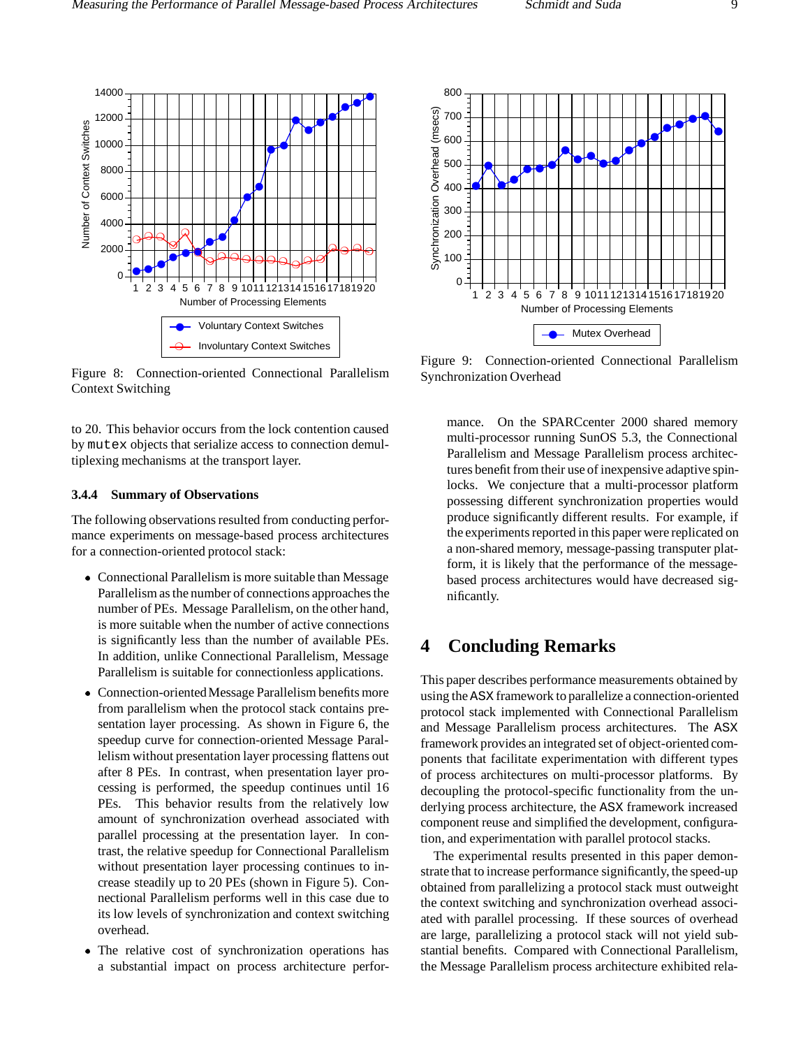Figure 8: Connection-oriented Connectional Parallelism Context Switching

Figure 9: Connection-oriented Connectional Parallelism Synchronization Overhead

to 20. This behavior occurs from the lock contention caused by `mutex` objects that serialize access to connection demultiplexing mechanisms at the transport layer.

#### 3.4.4 Summary of Observations

The following observations resulted from conducting performance experiments on message-based process architectures for a connection-oriented protocol stack:

- Connectional Parallelism is more suitable than Message Parallelism as the number of connections approaches the number of PEs. Message Parallelism, on the other hand, is more suitable when the number of active connections is significantly less than the number of available PEs. In addition, unlike Connectional Parallelism, Message Parallelism is suitable for connectionless applications.
- Connection-oriented Message Parallelism benefits more from parallelism when the protocol stack contains presentation layer processing. As shown in Figure 6, the speedup curve for connection-oriented Message Parallelism without presentation layer processing flattens out after 8 PEs. In contrast, when presentation layer processing is performed, the speedup continues until 16 PEs. This behavior results from the relatively low amount of synchronization overhead associated with parallel processing at the presentation layer. In contrast, the relative speedup for Connectional Parallelism without presentation layer processing continues to increase steadily up to 20 PEs (shown in Figure 5). Connectional Parallelism performs well in this case due to its low levels of synchronization and context switching overhead.
- The relative cost of synchronization operations has a substantial impact on process architecture performance. On the SPARCcenter 2000 shared memory multi-processor running SunOS 5.3, the Connectional Parallelism and Message Parallelism process architectures benefit from their use of inexpensive adaptive spin-locks. We conjecture that a multi-processor platform possessing different synchronization properties would produce significantly different results. For example, if the experiments reported in this paper were replicated on a non-shared memory, message-passing transputer platform, it is likely that the performance of the message-based process architectures would have decreased significantly.

## 4 Concluding Remarks

This paper describes performance measurements obtained by using the ASX framework to parallelize a connection-oriented protocol stack implemented with Connectional Parallelism and Message Parallelism process architectures. The ASX framework provides an integrated set of object-oriented components that facilitate experimentation with different types of process architectures on multi-processor platforms. By decoupling the protocol-specific functionality from the underlying process architecture, the ASX framework increased component reuse and simplified the development, configuration, and experimentation with parallel protocol stacks.

The experimental results presented in this paper demonstrate that to increase performance significantly, the speed-up obtained from parallelizing a protocol stack must outweight the context switching and synchronization overhead associated with parallel processing. If these sources of overhead are large, parallelizing a protocol stack will not yield substantial benefits. Compared with Connectional Parallelism, the Message Parallelism process architecture exhibited rela-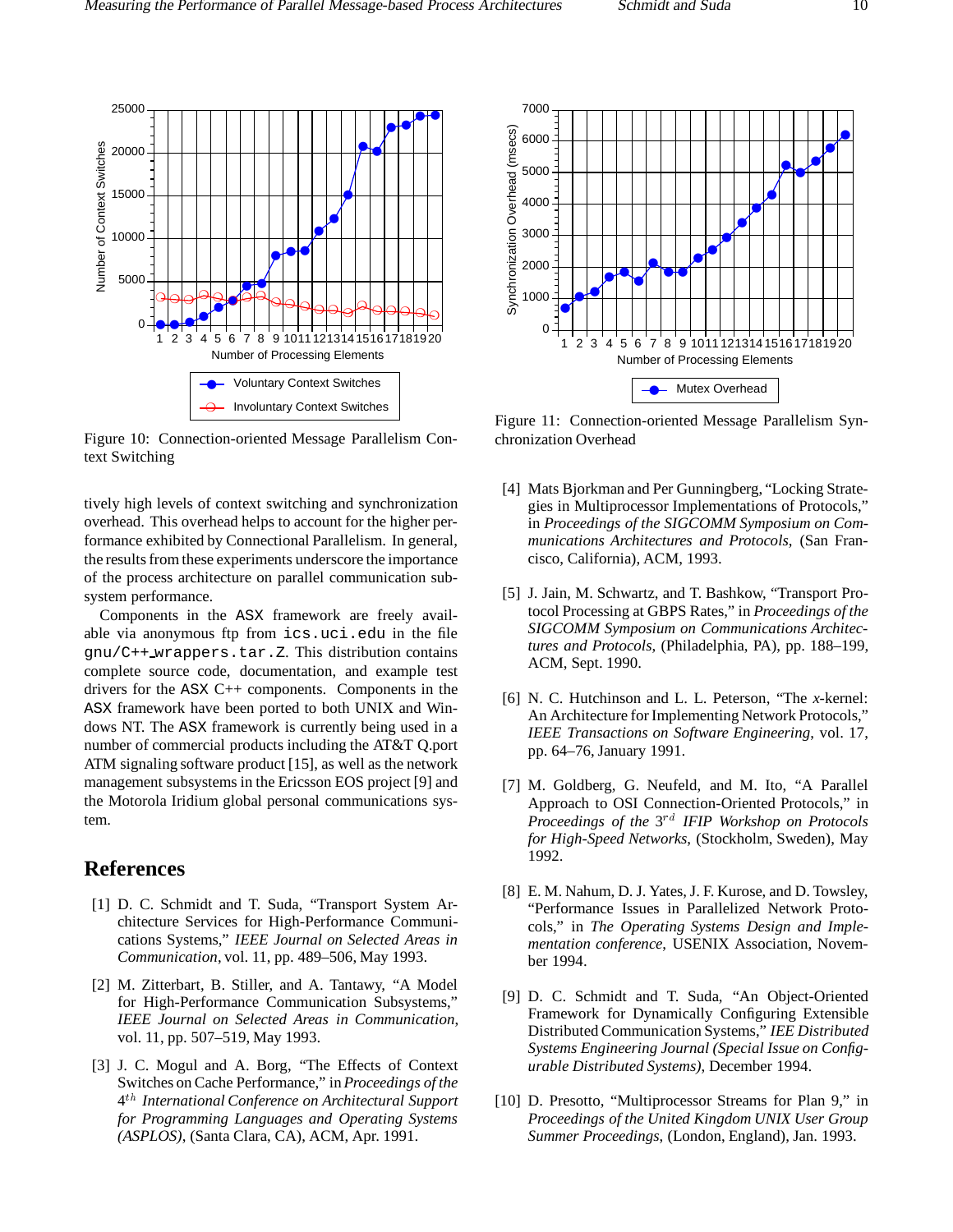Figure 10: Connection-oriented Message Parallelism Context Switching

Figure 11: Connection-oriented Message Parallelism Synchronization Overhead

tively high levels of context switching and synchronization overhead. This overhead helps to account for the higher performance exhibited by Connectional Parallelism. In general, the results from these experiments underscore the importance of the process architecture on parallel communication subsystem performance.

Components in the ASX framework are freely available via anonymous ftp from `ics.uci.edu` in the file `gnu/C++_wrappers.tar.Z`. This distribution contains complete source code, documentation, and example test drivers for the ASX C++ components. Components in the ASX framework have been ported to both UNIX and Windows NT. The ASX framework is currently being used in a number of commercial products including the AT&T Q.port ATM signaling software product [15], as well as the network management subsystems in the Ericsson EOS project [9] and the Motorola Iridium global personal communications system.

## References

[1] D. C. Schmidt and T. Suda, "Transport System Architecture Services for High-Performance Communications Systems," *IEEE Journal on Selected Areas in Communication*, vol. 11, pp. 489–506, May 1993.

[2] M. Zitterbart, B. Stiller, and A. Tantawy, "A Model for High-Performance Communication Subsystems," *IEEE Journal on Selected Areas in Communication*, vol. 11, pp. 507–519, May 1993.

[3] J. C. Mogul and A. Borg, "The Effects of Context Switches on Cache Performance," in *Proceedings of the $4^{th}$ International Conference on Architectural Support for Programming Languages and Operating Systems (ASPLOS)*, (Santa Clara, CA), ACM, Apr. 1991.

[4] Mats Bjorkman and Per Gunningberg, "Locking Strategies in Multiprocessor Implementations of Protocols," in *Proceedings of the SIGCOMM Symposium on Communications Architectures and Protocols*, (San Francisco, California), ACM, 1993.

[5] J. Jain, M. Schwartz, and T. Bashkow, "Transport Protocol Processing at GBPS Rates," in *Proceedings of the SIGCOMM Symposium on Communications Architectures and Protocols*, (Philadelphia, PA), pp. 188–199, ACM, Sept. 1990.

[6] N. C. Hutchinson and L. L. Peterson, "The *x*-kernel: An Architecture for Implementing Network Protocols," *IEEE Transactions on Software Engineering*, vol. 17, pp. 64–76, January 1991.

[7] M. Goldberg, G. Neufeld, and M. Ito, "A Parallel Approach to OSI Connection-Oriented Protocols," in *Proceedings of the $3^{rd}$ IFIP Workshop on Protocols for High-Speed Networks*, (Stockholm, Sweden), May 1992.

[8] E. M. Nahum, D. J. Yates, J. F. Kurose, and D. Towsley, "Performance Issues in Parallelized Network Protocols," in *The Operating Systems Design and Implementation conference*, USENIX Association, November 1994.

[9] D. C. Schmidt and T. Suda, "An Object-Oriented Framework for Dynamically Configuring Extensible Distributed Communication Systems," *IEE Distributed Systems Engineering Journal (Special Issue on Configurable Distributed Systems)*, December 1994.

[10] D. Presotto, "Multiprocessor Streams for Plan 9," in *Proceedings of the United Kingdom UNIX User Group Summer Proceedings*, (London, England), Jan. 1993.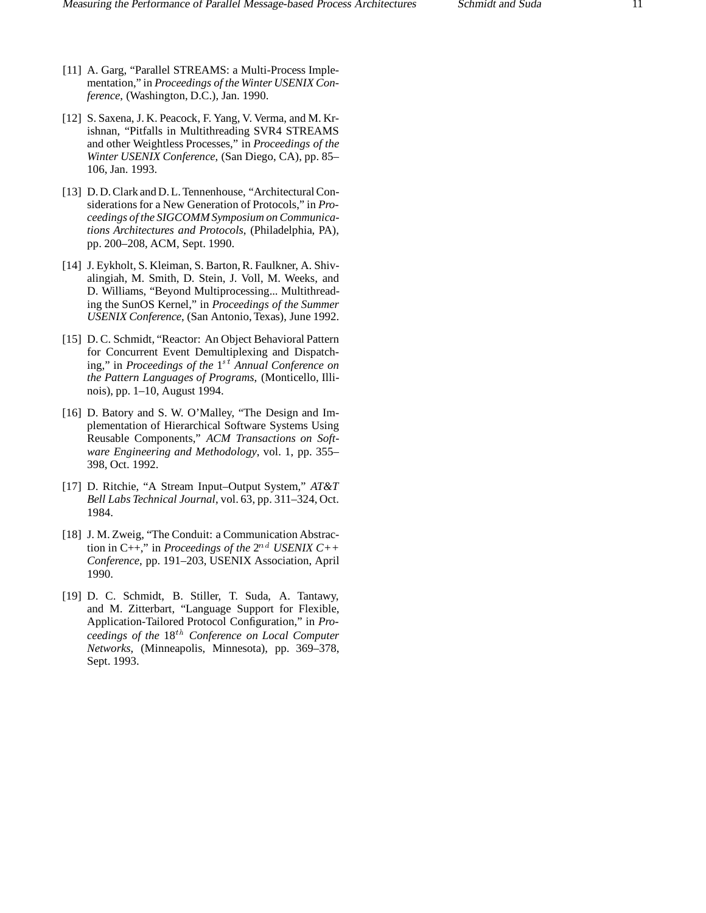[11] A. Garg, "Parallel STREAMS: a Multi-Process Implementation," in *Proceedings of the Winter USENIX Conference*, (Washington, D.C.), Jan. 1990.

[12] S. Saxena, J. K. Peacock, F. Yang, V. Verma, and M. Krishnan, "Pitfalls in Multithreading SVR4 STREAMS and other Weightless Processes," in *Proceedings of the Winter USENIX Conference*, (San Diego, CA), pp. 85–106, Jan. 1993.

[13] D. D. Clark and D. L. Tennenhouse, "Architectural Considerations for a New Generation of Protocols," in *Proceedings of the SIGCOMM Symposium on Communications Architectures and Protocols*, (Philadelphia, PA), pp. 200–208, ACM, Sept. 1990.

[14] J. Eykholt, S. Kleiman, S. Barton, R. Faulkner, A. Shivalingiah, M. Smith, D. Stein, J. Voll, M. Weeks, and D. Williams, "Beyond Multiprocessing... Multithreading the SunOS Kernel," in *Proceedings of the Summer USENIX Conference*, (San Antonio, Texas), June 1992.

[15] D. C. Schmidt, "Reactor: An Object Behavioral Pattern for Concurrent Event Demultiplexing and Dispatching," in *Proceedings of the* $1^{st}$ *Annual Conference on the Pattern Languages of Programs*, (Monticello, Illinois), pp. 1–10, August 1994.

[16] D. Batory and S. W. O'Malley, "The Design and Implementation of Hierarchical Software Systems Using Reusable Components," *ACM Transactions on Software Engineering and Methodology*, vol. 1, pp. 355–398, Oct. 1992.

[17] D. Ritchie, "A Stream Input–Output System," *AT&T Bell Labs Technical Journal*, vol. 63, pp. 311–324, Oct. 1984.

[18] J. M. Zweig, "The Conduit: a Communication Abstraction in C++," in *Proceedings of the* $2^{nd}$ *USENIX C++ Conference*, pp. 191–203, USENIX Association, April 1990.

[19] D. C. Schmidt, B. Stiller, T. Suda, A. Tantawy, and M. Zitterbart, "Language Support for Flexible, Application-Tailored Protocol Configuration," in *Proceedings of the* $18^{th}$ *Conference on Local Computer Networks*, (Minneapolis, Minnesota), pp. 369–378, Sept. 1993.